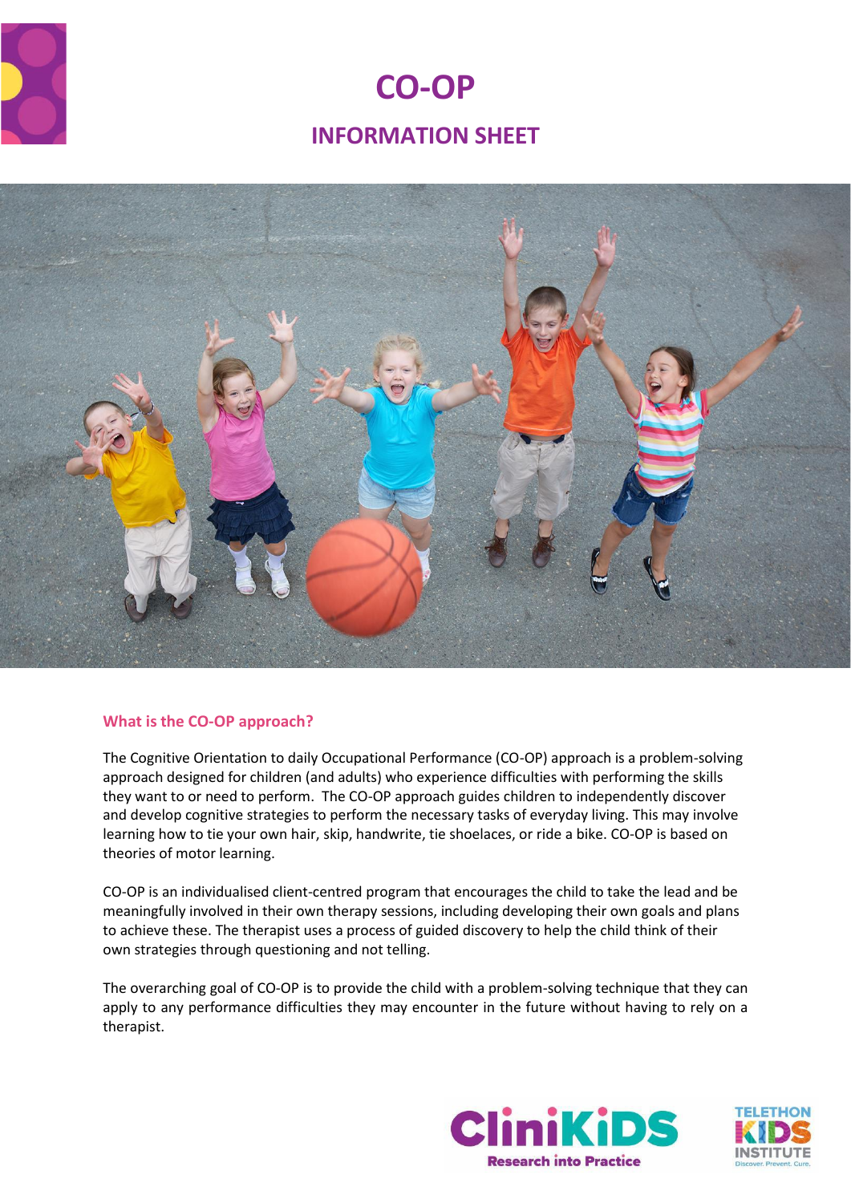# CO-OP

## INFORMATION SHEET

### What is the CO-OP approach?

The Cognitive Orientation to daily Occupational Performance (CO-OP) approach is a problem-solving approach designed for children (and adults) who experience difficulties with performing the skills they want to or need to perform. The CO-OP approach guides children to independently discover and develop cognitive strategies to perform the necessary tasks of everyday living. This may involve learning how to tie your own hair, skip, handwrite, tie shoelaces, or ride a bike. CO-OP is based on theories of motor learning.

CO-OP is an individualised client-centred program that encourages the child to take the lead and be meaningfully involved in their own therapy sessions, including developing their own goals and plans to achieve these. The therapist uses a process of guided discovery to help the child think of their own strategies through questioning and not telling.

The overarching goal of CO-OP is to provide the child with a problem-solving technique that they can apply to any performance difficulties they may encounter in the future without having to rely on a therapist.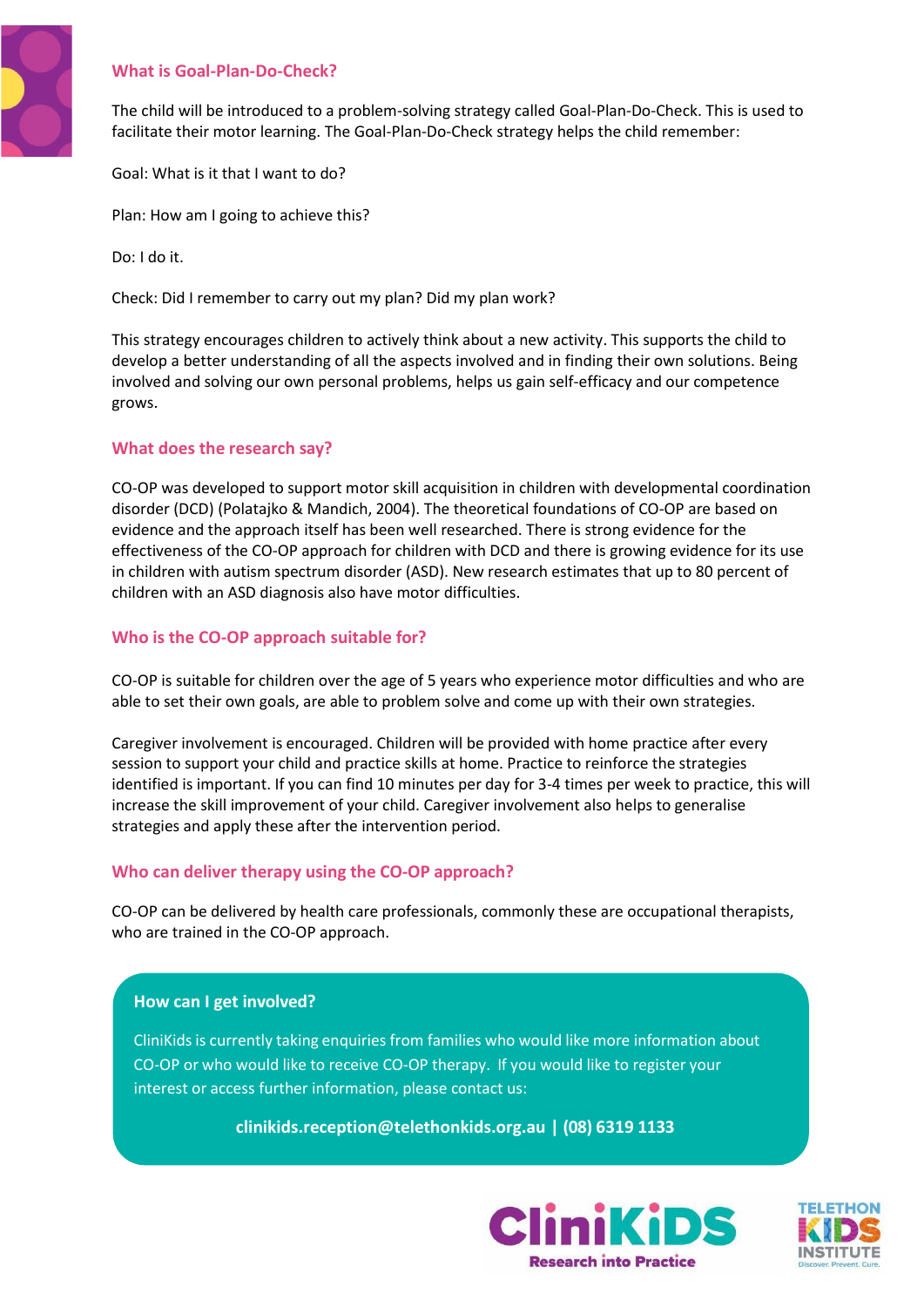## What is Goal-Plan-Do-Check?

The child will be introduced to a problem-solving strategy called Goal-Plan-Do-Check. This is used to facilitate their motor learning. The Goal-Plan-Do-Check strategy helps the child remember:

Goal: What is it that I want to do?

Plan: How am I going to achieve this?

Do: I do it.

Check: Did I remember to carry out my plan? Did my plan work?

This strategy encourages children to actively think about a new activity. This supports the child to develop a better understanding of all the aspects involved and in finding their own solutions. Being involved and solving our own personal problems, helps us gain self-efficacy and our competence grows.

## What does the research say?

CO-OP was developed to support motor skill acquisition in children with developmental coordination disorder (DCD) (Polatajko & Mandich, 2004). The theoretical foundations of CO-OP are based on evidence and the approach itself has been well researched. There is strong evidence for the effectiveness of the CO-OP approach for children with DCD and there is growing evidence for its use in children with autism spectrum disorder (ASD). New research estimates that up to 80 percent of children with an ASD diagnosis also have motor difficulties.

## Who is the CO-OP approach suitable for?

CO-OP is suitable for children over the age of 5 years who experience motor difficulties and who are able to set their own goals, are able to problem solve and come up with their own strategies.

Caregiver involvement is encouraged. Children will be provided with home practice after every session to support your child and practice skills at home. Practice to reinforce the strategies identified is important. If you can find 10 minutes per day for 3-4 times per week to practice, this will increase the skill improvement of your child. Caregiver involvement also helps to generalise strategies and apply these after the intervention period.

## Who can deliver therapy using the CO-OP approach?

CO-OP can be delivered by health care professionals, commonly these are occupational therapists, who are trained in the CO-OP approach.

### How can I get involved?

CliniKids is currently taking enquiries from families who would like more information about CO-OP or who would like to receive CO-OP therapy. If you would like to register your interest or access further information, please contact us:

**clinikids.reception@telethonkids.org.au | (08) 6319 1133**

CliniKiDS Research into Practice

TELETHON KIDS INSTITUTE Discover. Prevent. Cure.